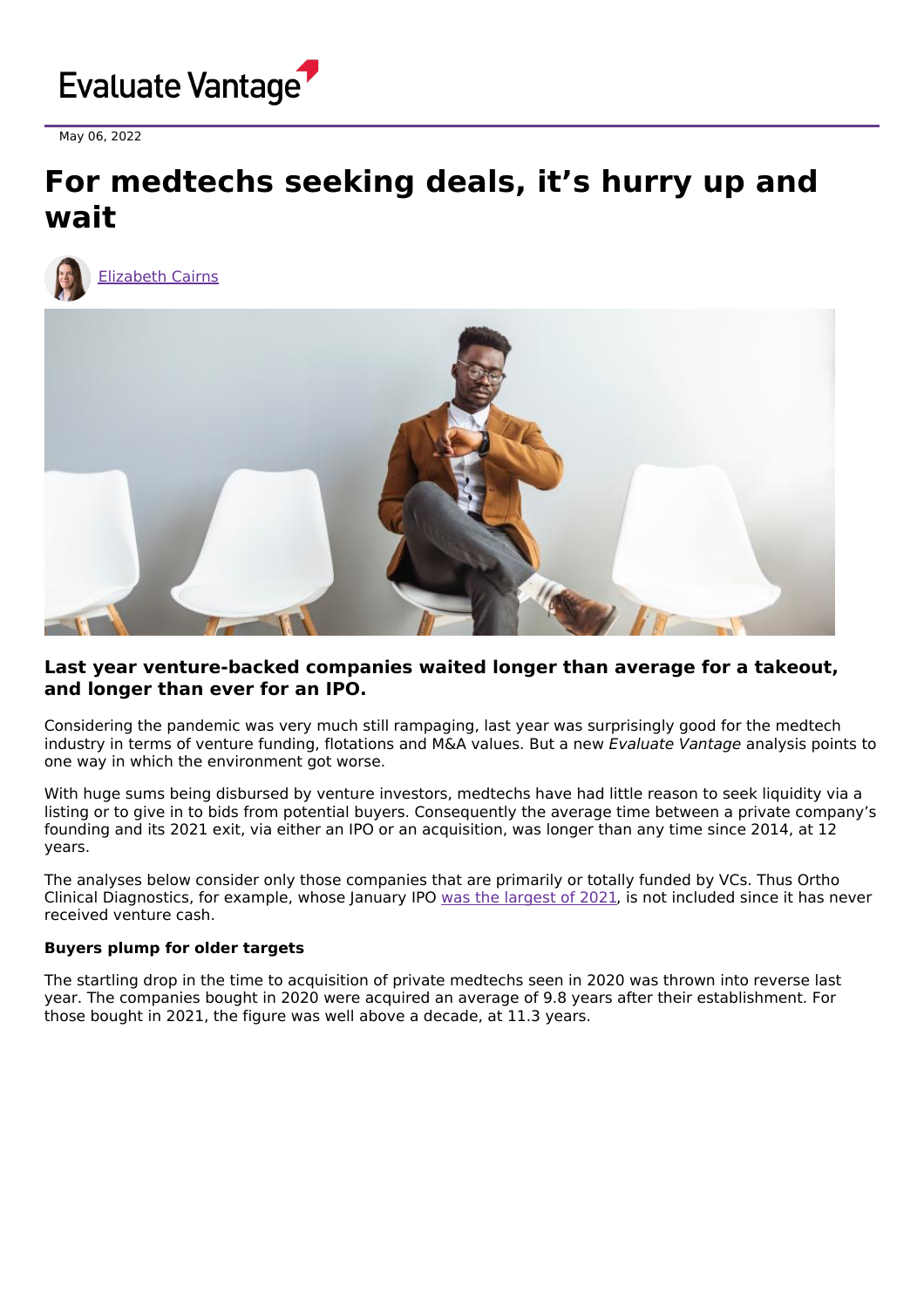Evaluate Vantage

May 06, 2022

# For medtechs seeking deals, it's hurry up and wait

Elizabeth Cairns

### Last year venture-backed companies waited longer than average for a takeout, and longer than ever for an IPO.

Considering the pandemic was very much still rampaging, last year was surprisingly good for the medtech industry in terms of venture funding, flotations and M&A values. But a new *Evaluate Vantage* analysis points to one way in which the environment got worse.

With huge sums being disbursed by venture investors, medtechs have had little reason to seek liquidity via a listing or to give in to bids from potential buyers. Consequently the average time between a private company's founding and its 2021 exit, via either an IPO or an acquisition, was longer than any time since 2014, at 12 years.

The analyses below consider only those companies that are primarily or totally funded by VCs. Thus Ortho Clinical Diagnostics, for example, whose January IPO was the largest of 2021, is not included since it has never received venture cash.

**Buyers plump for older targets**

The startling drop in the time to acquisition of private medtechs seen in 2020 was thrown into reverse last year. The companies bought in 2020 were acquired an average of 9.8 years after their establishment. For those bought in 2021, the figure was well above a decade, at 11.3 years.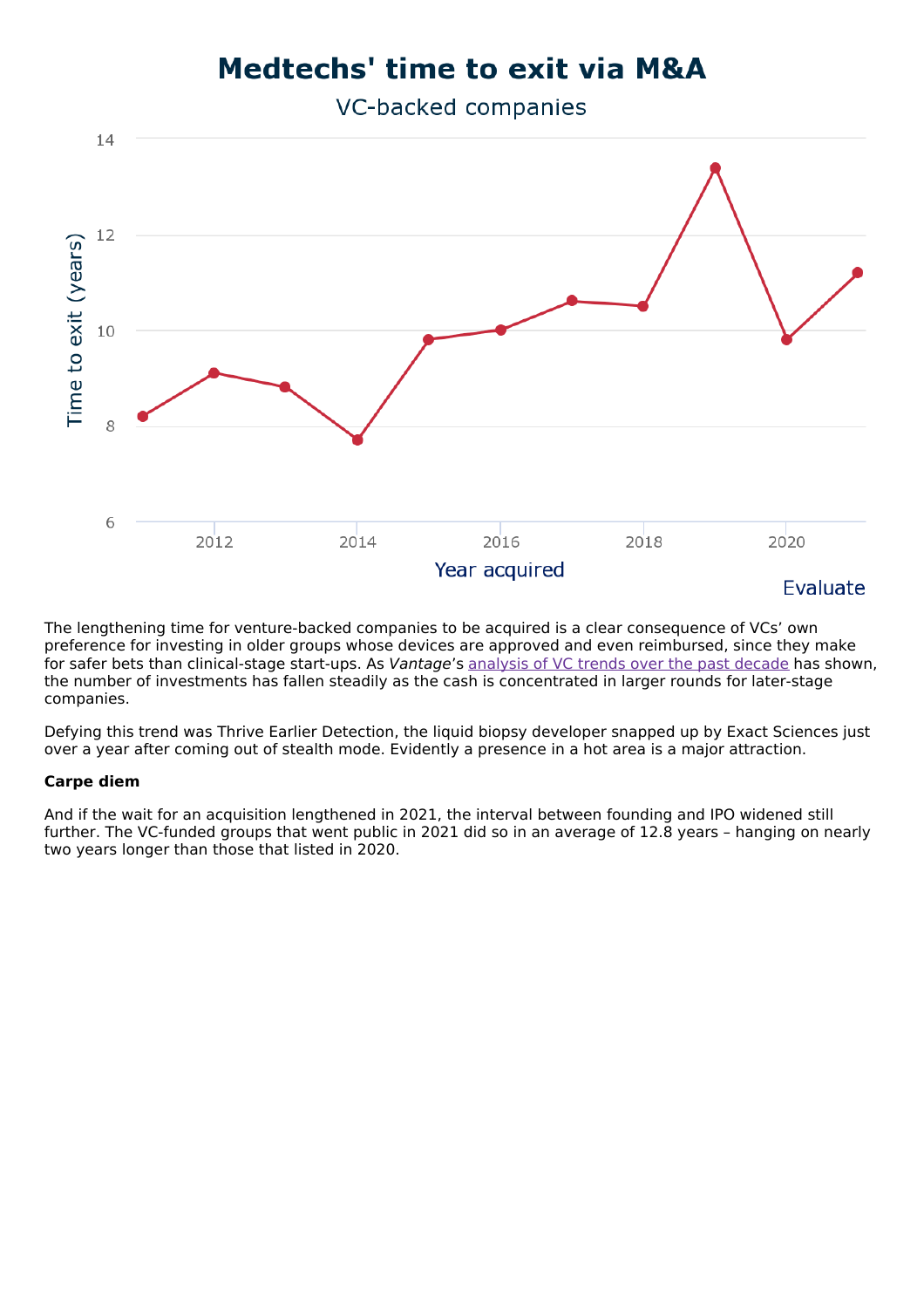# Medtechs' time to exit via M&A

VC-backed companies

Time to exit (years)

Year acquired

Evaluate

The lengthening time for venture-backed companies to be acquired is a clear consequence of VCs' own preference for investing in older groups whose devices are approved and even reimbursed, since they make for safer bets than clinical-stage start-ups. As *Vantage*'s analysis of VC trends over the past decade has shown, the number of investments has fallen steadily as the cash is concentrated in larger rounds for later-stage companies.

Defying this trend was Thrive Earlier Detection, the liquid biopsy developer snapped up by Exact Sciences just over a year after coming out of stealth mode. Evidently a presence in a hot area is a major attraction.

**Carpe diem**

And if the wait for an acquisition lengthened in 2021, the interval between founding and IPO widened still further. The VC-funded groups that went public in 2021 did so in an average of 12.8 years – hanging on nearly two years longer than those that listed in 2020.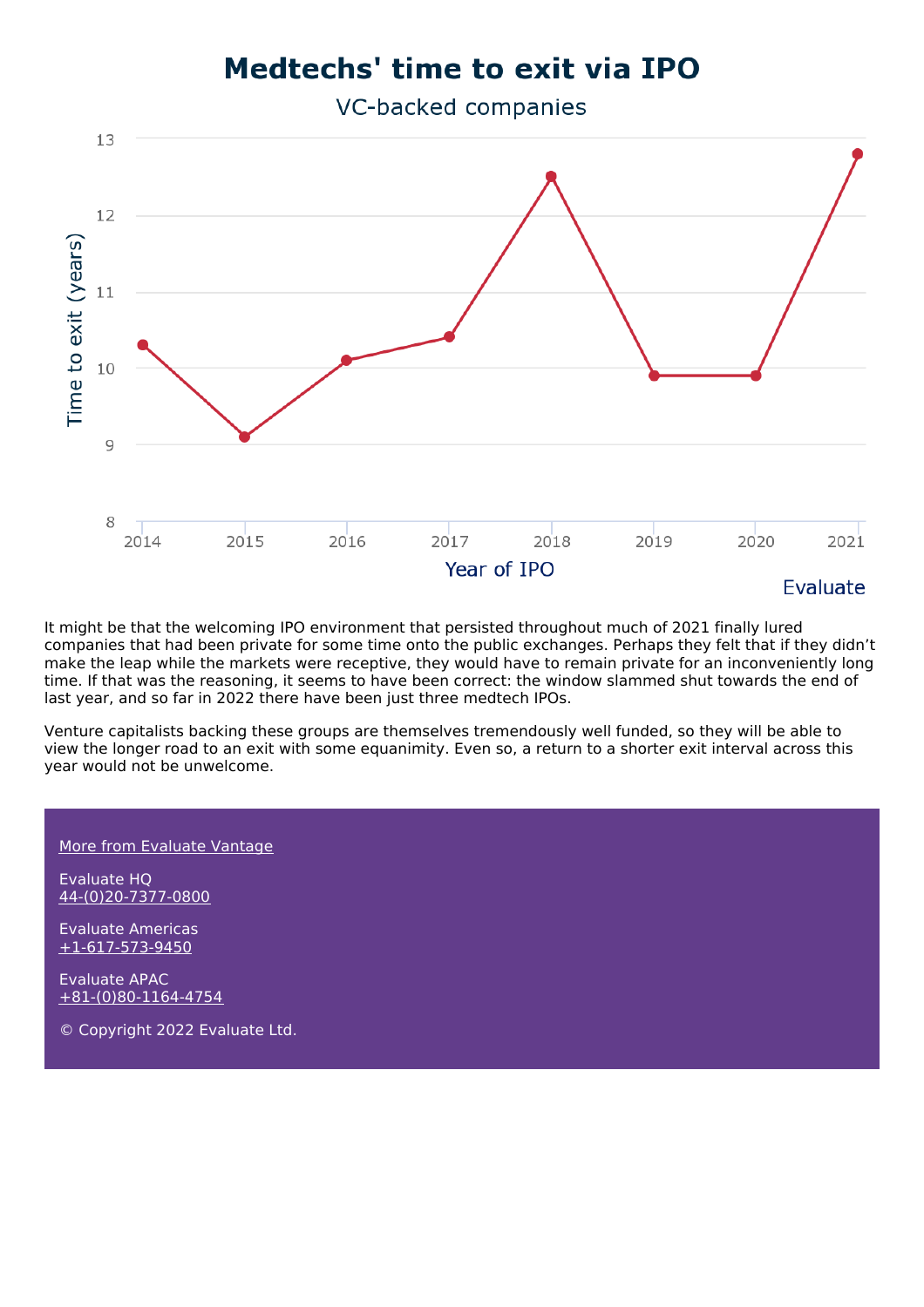# Medtechs' time to exit via IPO

VC-backed companies

Time to exit (years)

13
12
11
10
9
8

2014 2015 2016 2017 2018 2019 2020 2021

Year of IPO

Evaluate

It might be that the welcoming IPO environment that persisted throughout much of 2021 finally lured companies that had been private for some time onto the public exchanges. Perhaps they felt that if they didn't make the leap while the markets were receptive, they would have to remain private for an inconveniently long time. If that was the reasoning, it seems to have been correct: the window slammed shut towards the end of last year, and so far in 2022 there have been just three medtech IPOs.

Venture capitalists backing these groups are themselves tremendously well funded, so they will be able to view the longer road to an exit with some equanimity. Even so, a return to a shorter exit interval across this year would not be unwelcome.

More from Evaluate Vantage

Evaluate HQ
44-(0)20-7377-0800

Evaluate Americas
+1-617-573-9450

Evaluate APAC
+81-(0)80-1164-4754

© Copyright 2022 Evaluate Ltd.